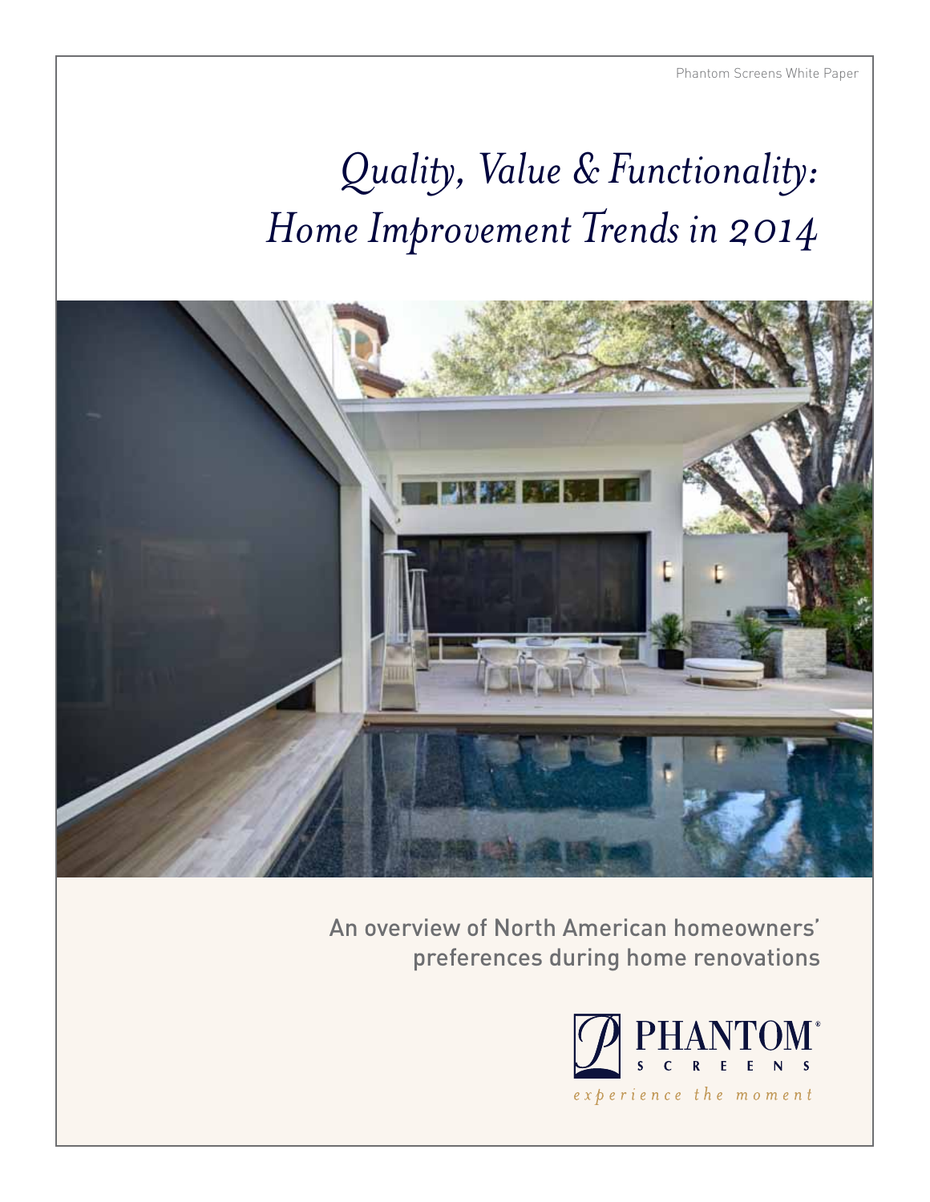Phantom Screens White Paper

# *Quality, Value & Functionality: Home Improvement Trends in 2014*

An overview of North American homeowners' preferences during home renovations

PHANTOM® SCREENS

*experience the moment*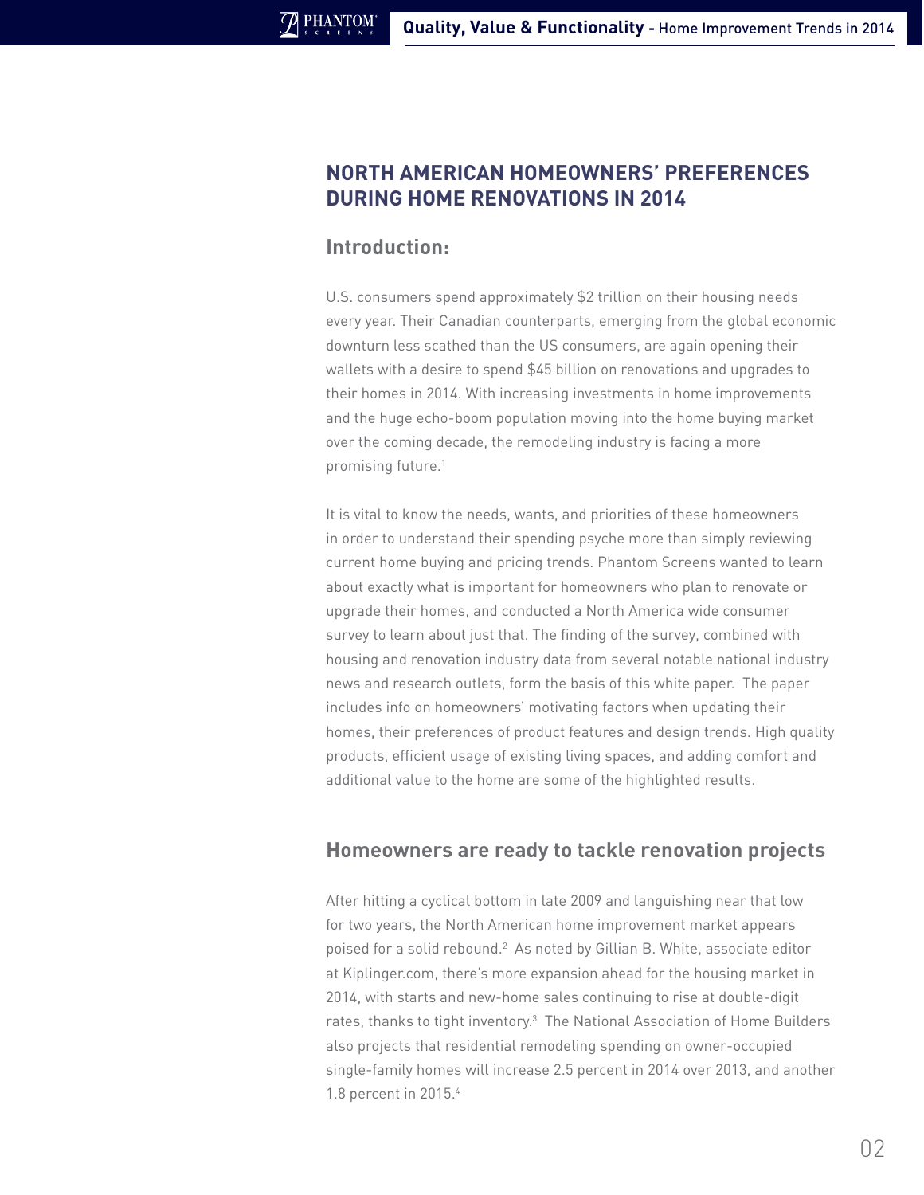# NORTH AMERICAN HOMEOWNERS' PREFERENCES DURING HOME RENOVATIONS IN 2014

## Introduction:

U.S. consumers spend approximately $2 trillion on their housing needs every year. Their Canadian counterparts, emerging from the global economic downturn less scathed than the US consumers, are again opening their wallets with a desire to spend $45 billion on renovations and upgrades to their homes in 2014. With increasing investments in home improvements and the huge echo-boom population moving into the home buying market over the coming decade, the remodeling industry is facing a more promising future.[1]

It is vital to know the needs, wants, and priorities of these homeowners in order to understand their spending psyche more than simply reviewing current home buying and pricing trends. Phantom Screens wanted to learn about exactly what is important for homeowners who plan to renovate or upgrade their homes, and conducted a North America wide consumer survey to learn about just that. The finding of the survey, combined with housing and renovation industry data from several notable national industry news and research outlets, form the basis of this white paper. The paper includes info on homeowners' motivating factors when updating their homes, their preferences of product features and design trends. High quality products, efficient usage of existing living spaces, and adding comfort and additional value to the home are some of the highlighted results.

## Homeowners are ready to tackle renovation projects

After hitting a cyclical bottom in late 2009 and languishing near that low for two years, the North American home improvement market appears poised for a solid rebound.[2] As noted by Gillian B. White, associate editor at Kiplinger.com, there's more expansion ahead for the housing market in 2014, with starts and new-home sales continuing to rise at double-digit rates, thanks to tight inventory.[3] The National Association of Home Builders also projects that residential remodeling spending on owner-occupied single-family homes will increase 2.5 percent in 2014 over 2013, and another 1.8 percent in 2015.[4]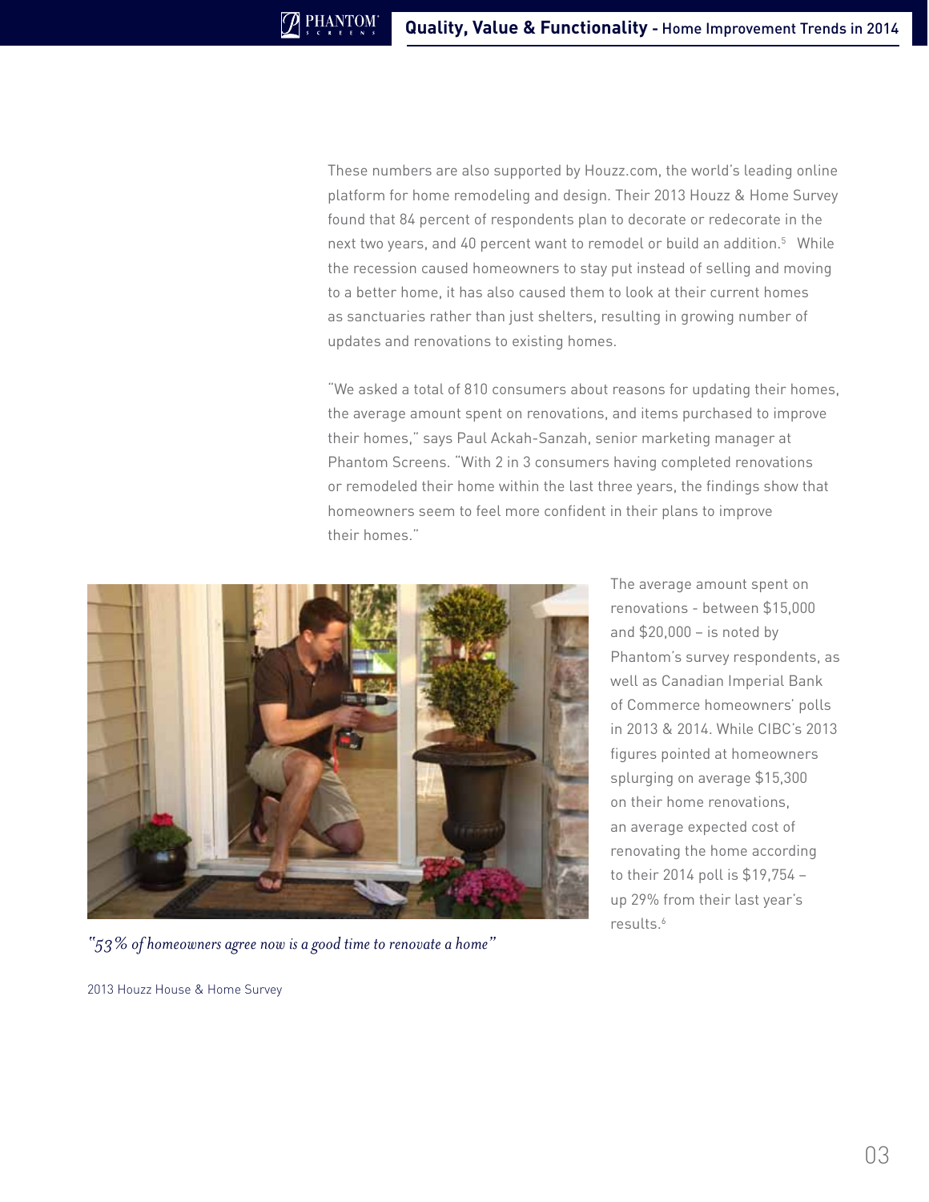These numbers are also supported by Houzz.com, the world's leading online platform for home remodeling and design. Their 2013 Houzz & Home Survey found that 84 percent of respondents plan to decorate or redecorate in the next two years, and 40 percent want to remodel or build an addition.[5] While the recession caused homeowners to stay put instead of selling and moving to a better home, it has also caused them to look at their current homes as sanctuaries rather than just shelters, resulting in growing number of updates and renovations to existing homes.

"We asked a total of 810 consumers about reasons for updating their homes, the average amount spent on renovations, and items purchased to improve their homes," says Paul Ackah-Sanzah, senior marketing manager at Phantom Screens. "With 2 in 3 consumers having completed renovations or remodeled their home within the last three years, the findings show that homeowners seem to feel more confident in their plans to improve their homes."

The average amount spent on renovations - between $15,000 and $20,000 – is noted by Phantom's survey respondents, as well as Canadian Imperial Bank of Commerce homeowners' polls in 2013 & 2014. While CIBC's 2013 figures pointed at homeowners splurging on average $15,300 on their home renovations, an average expected cost of renovating the home according to their 2014 poll is $19,754 – up 29% from their last year's results.[6]

*"53% of homeowners agree now is a good time to renovate a home"*

2013 Houzz House & Home Survey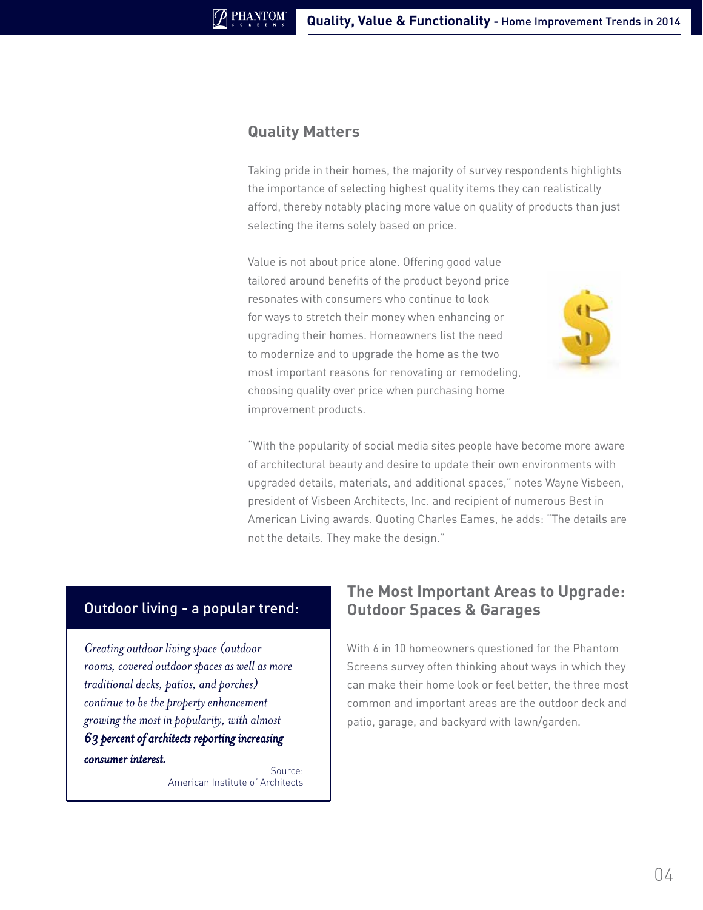## Quality Matters

Taking pride in their homes, the majority of survey respondents highlights the importance of selecting highest quality items they can realistically afford, thereby notably placing more value on quality of products than just selecting the items solely based on price.

Value is not about price alone. Offering good value tailored around benefits of the product beyond price resonates with consumers who continue to look for ways to stretch their money when enhancing or upgrading their homes. Homeowners list the need to modernize and to upgrade the home as the two most important reasons for renovating or remodeling, choosing quality over price when purchasing home improvement products.

"With the popularity of social media sites people have become more aware of architectural beauty and desire to update their own environments with upgraded details, materials, and additional spaces," notes Wayne Visbeen, president of Visbeen Architects, Inc. and recipient of numerous Best in American Living awards. Quoting Charles Eames, he adds: "The details are not the details. They make the design."

### Outdoor living - a popular trend:

*Creating outdoor living space (outdoor rooms, covered outdoor spaces as well as more traditional decks, patios, and porches) continue to be the property enhancement growing the most in popularity, with almost* ***63 percent of architects reporting increasing consumer interest.***

Source: American Institute of Architects

## The Most Important Areas to Upgrade: Outdoor Spaces & Garages

With 6 in 10 homeowners questioned for the Phantom Screens survey often thinking about ways in which they can make their home look or feel better, the three most common and important areas are the outdoor deck and patio, garage, and backyard with lawn/garden.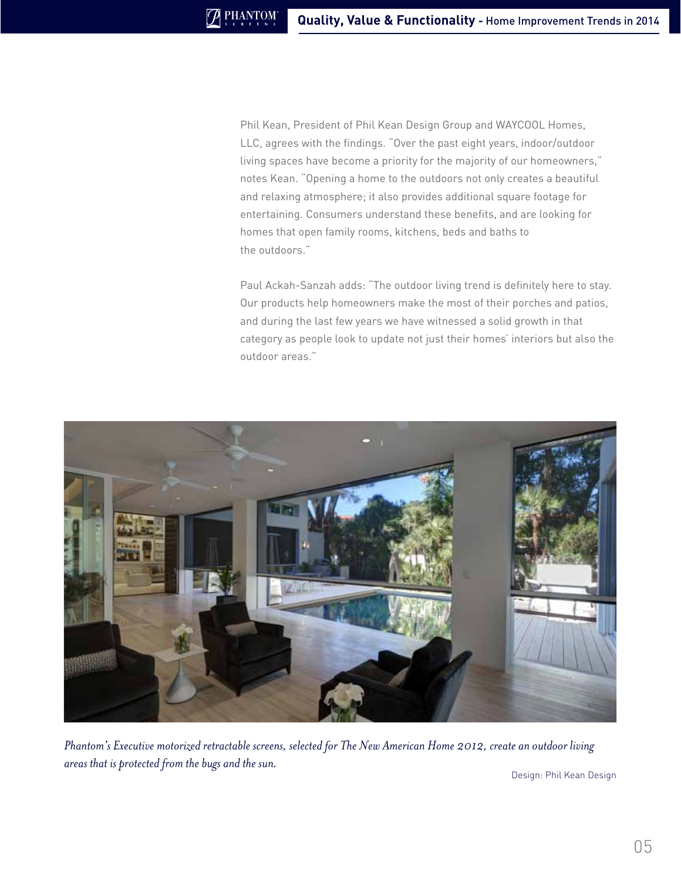Phil Kean, President of Phil Kean Design Group and WAYCOOL Homes, LLC, agrees with the findings. "Over the past eight years, indoor/outdoor living spaces have become a priority for the majority of our homeowners," notes Kean. "Opening a home to the outdoors not only creates a beautiful and relaxing atmosphere; it also provides additional square footage for entertaining. Consumers understand these benefits, and are looking for homes that open family rooms, kitchens, beds and baths to the outdoors."

Paul Ackah-Sanzah adds: "The outdoor living trend is definitely here to stay. Our products help homeowners make the most of their porches and patios, and during the last few years we have witnessed a solid growth in that category as people look to update not just their homes' interiors but also the outdoor areas."

*Phantom's Executive motorized retractable screens, selected for The New American Home 2012, create an outdoor living areas that is protected from the bugs and the sun.*

Design: Phil Kean Design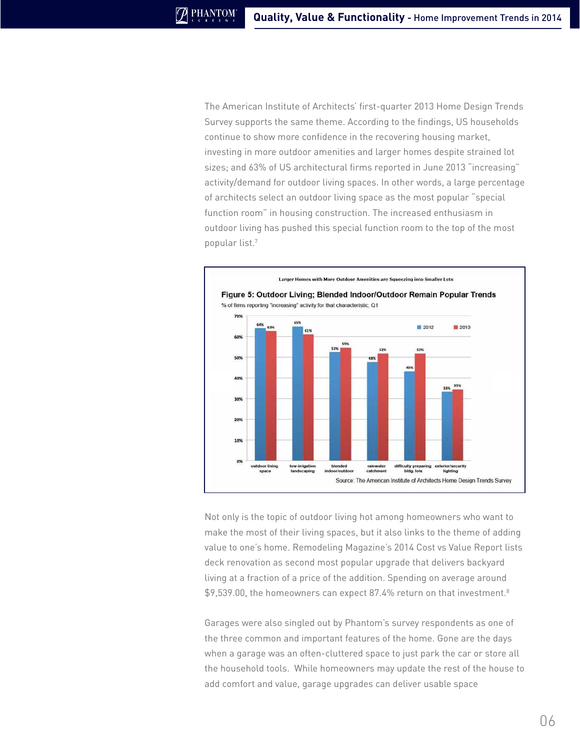The American Institute of Architects' first-quarter 2013 Home Design Trends Survey supports the same theme. According to the findings, US households continue to show more confidence in the recovering housing market, investing in more outdoor amenities and larger homes despite strained lot sizes; and 63% of US architectural firms reported in June 2013 "increasing" activity/demand for outdoor living spaces. In other words, a large percentage of architects select an outdoor living space as the most popular "special function room" in housing construction. The increased enthusiasm in outdoor living has pushed this special function room to the top of the most popular list.[7]

Larger Homes with More Outdoor Amenities are Squeezing into Smaller Lots

**Figure 5: Outdoor Living; Blended Indoor/Outdoor Remain Popular Trends**

% of firms reporting "increasing" activity for that characteristic, Q1

| | 2012 | 2013 |
|---|---|---|
| outdoor living space | 64% | 63% |
| low-irrigation landscaping | 65% | 61% |
| blended indoor/outdoor | 53% | 55% |
| rainwater catchment | 48% | 52% |
| difficulty preparing bldg. lots | 43% | 52% |
| exterior/security lighting | 33% | 35% |

Source: The American Institute of Architects Home Design Trends Survey

Not only is the topic of outdoor living hot among homeowners who want to make the most of their living spaces, but it also links to the theme of adding value to one's home. Remodeling Magazine's 2014 Cost vs Value Report lists deck renovation as second most popular upgrade that delivers backyard living at a fraction of a price of the addition. Spending on average around $9,539.00, the homeowners can expect 87.4% return on that investment.[8]

Garages were also singled out by Phantom's survey respondents as one of the three common and important features of the home. Gone are the days when a garage was an often-cluttered space to just park the car or store all the household tools. While homeowners may update the rest of the house to add comfort and value, garage upgrades can deliver usable space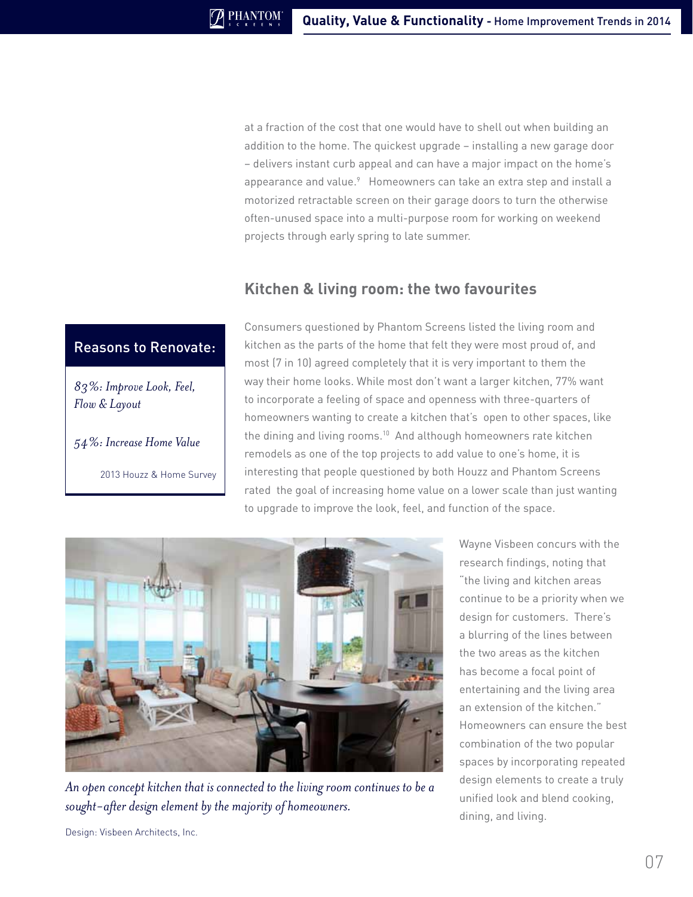at a fraction of the cost that one would have to shell out when building an addition to the home. The quickest upgrade – installing a new garage door – delivers instant curb appeal and can have a major impact on the home's appearance and value.[9] Homeowners can take an extra step and install a motorized retractable screen on their garage doors to turn the otherwise often-unused space into a multi-purpose room for working on weekend projects through early spring to late summer.

## Kitchen & living room: the two favourites

**Reasons to Renovate:**

*83%: Improve Look, Feel, Flow & Layout*

*54%: Increase Home Value*

2013 Houzz & Home Survey

Consumers questioned by Phantom Screens listed the living room and kitchen as the parts of the home that felt they were most proud of, and most (7 in 10) agreed completely that it is very important to them the way their home looks. While most don't want a larger kitchen, 77% want to incorporate a feeling of space and openness with three-quarters of homeowners wanting to create a kitchen that's open to other spaces, like the dining and living rooms.[10] And although homeowners rate kitchen remodels as one of the top projects to add value to one's home, it is interesting that people questioned by both Houzz and Phantom Screens rated the goal of increasing home value on a lower scale than just wanting to upgrade to improve the look, feel, and function of the space.

*An open concept kitchen that is connected to the living room continues to be a sought-after design element by the majority of homeowners.*

Design: Visbeen Architects, Inc.

Wayne Visbeen concurs with the research findings, noting that "the living and kitchen areas continue to be a priority when we design for customers. There's a blurring of the lines between the two areas as the kitchen has become a focal point of entertaining and the living area an extension of the kitchen." Homeowners can ensure the best combination of the two popular spaces by incorporating repeated design elements to create a truly unified look and blend cooking, dining, and living.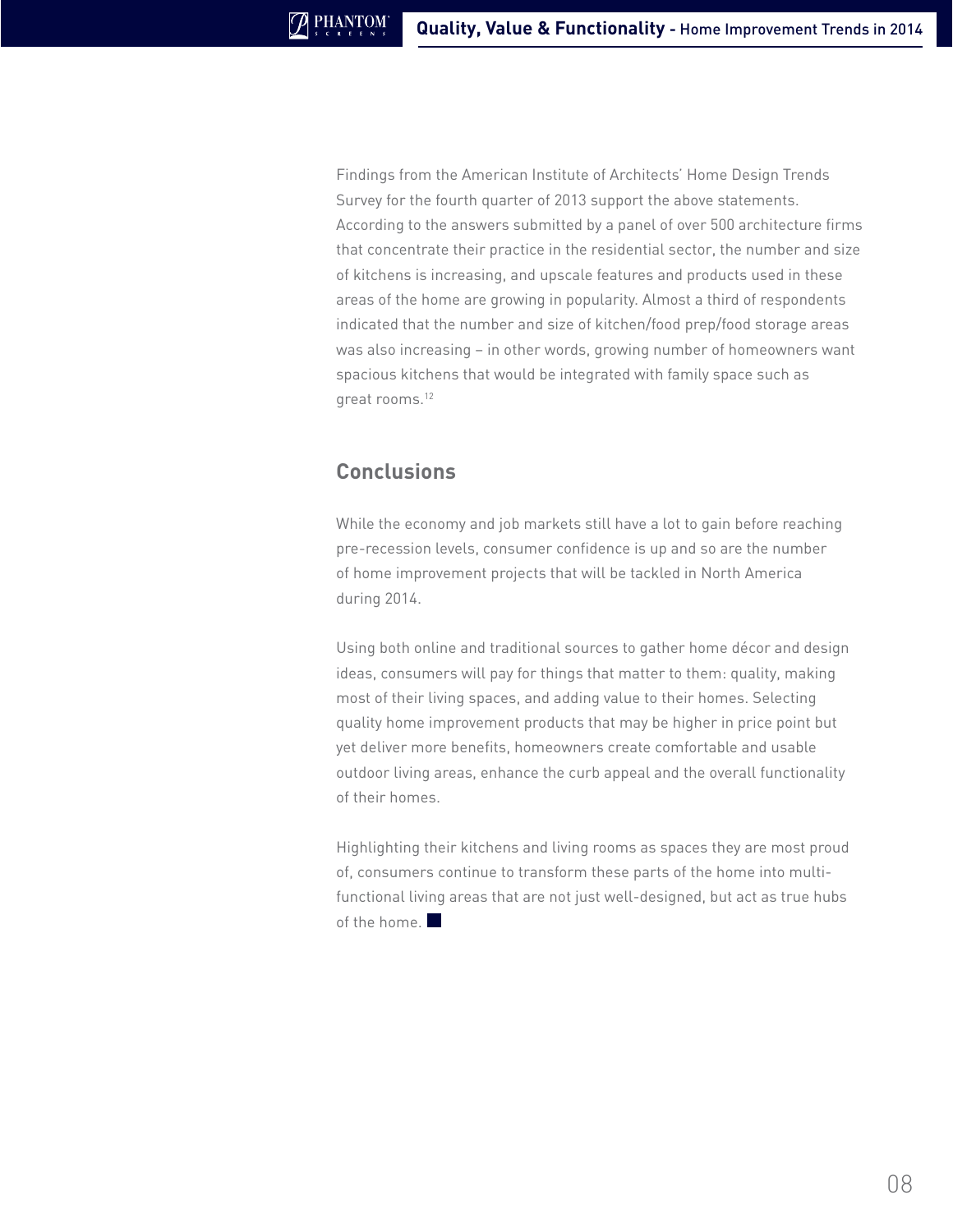Findings from the American Institute of Architects' Home Design Trends Survey for the fourth quarter of 2013 support the above statements. According to the answers submitted by a panel of over 500 architecture firms that concentrate their practice in the residential sector, the number and size of kitchens is increasing, and upscale features and products used in these areas of the home are growing in popularity. Almost a third of respondents indicated that the number and size of kitchen/food prep/food storage areas was also increasing – in other words, growing number of homeowners want spacious kitchens that would be integrated with family space such as great rooms.[12]

## Conclusions

While the economy and job markets still have a lot to gain before reaching pre-recession levels, consumer confidence is up and so are the number of home improvement projects that will be tackled in North America during 2014.

Using both online and traditional sources to gather home décor and design ideas, consumers will pay for things that matter to them: quality, making most of their living spaces, and adding value to their homes. Selecting quality home improvement products that may be higher in price point but yet deliver more benefits, homeowners create comfortable and usable outdoor living areas, enhance the curb appeal and the overall functionality of their homes.

Highlighting their kitchens and living rooms as spaces they are most proud of, consumers continue to transform these parts of the home into multi-functional living areas that are not just well-designed, but act as true hubs of the home. ■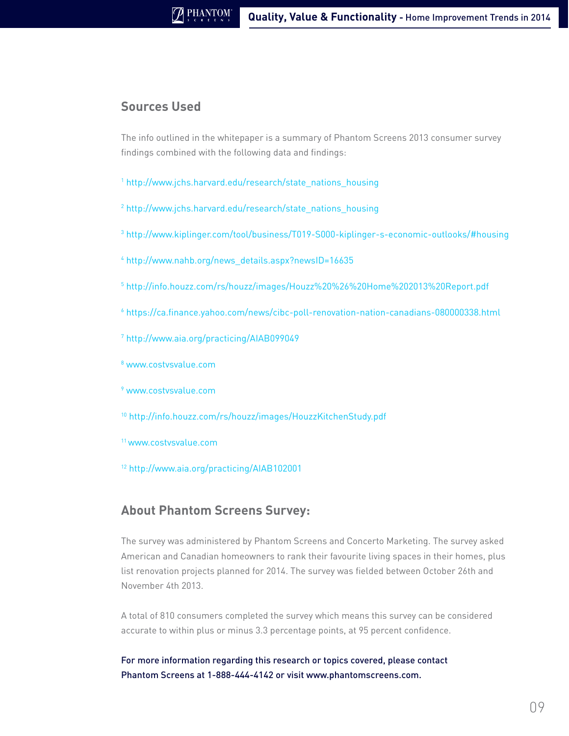## Sources Used

The info outlined in the whitepaper is a summary of Phantom Screens 2013 consumer survey findings combined with the following data and findings:

[1] http://www.jchs.harvard.edu/research/state_nations_housing

[2] http://www.jchs.harvard.edu/research/state_nations_housing

[3] http://www.kiplinger.com/tool/business/T019-S000-kiplinger-s-economic-outlooks/#housing

[4] http://www.nahb.org/news_details.aspx?newsID=16635

[5] http://info.houzz.com/rs/houzz/images/Houzz%20%26%20Home%202013%20Report.pdf

[6] https://ca.finance.yahoo.com/news/cibc-poll-renovation-nation-canadians-080000338.html

[7] http://www.aia.org/practicing/AIAB099049

[8] www.costvsvalue.com

[9] www.costvsvalue.com

[10] http://info.houzz.com/rs/houzz/images/HouzzKitchenStudy.pdf

[11] www.costvsvalue.com

[12] http://www.aia.org/practicing/AIAB102001

## About Phantom Screens Survey:

The survey was administered by Phantom Screens and Concerto Marketing. The survey asked American and Canadian homeowners to rank their favourite living spaces in their homes, plus list renovation projects planned for 2014. The survey was fielded between October 26th and November 4th 2013.

A total of 810 consumers completed the survey which means this survey can be considered accurate to within plus or minus 3.3 percentage points, at 95 percent confidence.

For more information regarding this research or topics covered, please contact Phantom Screens at 1-888-444-4142 or visit www.phantomscreens.com.